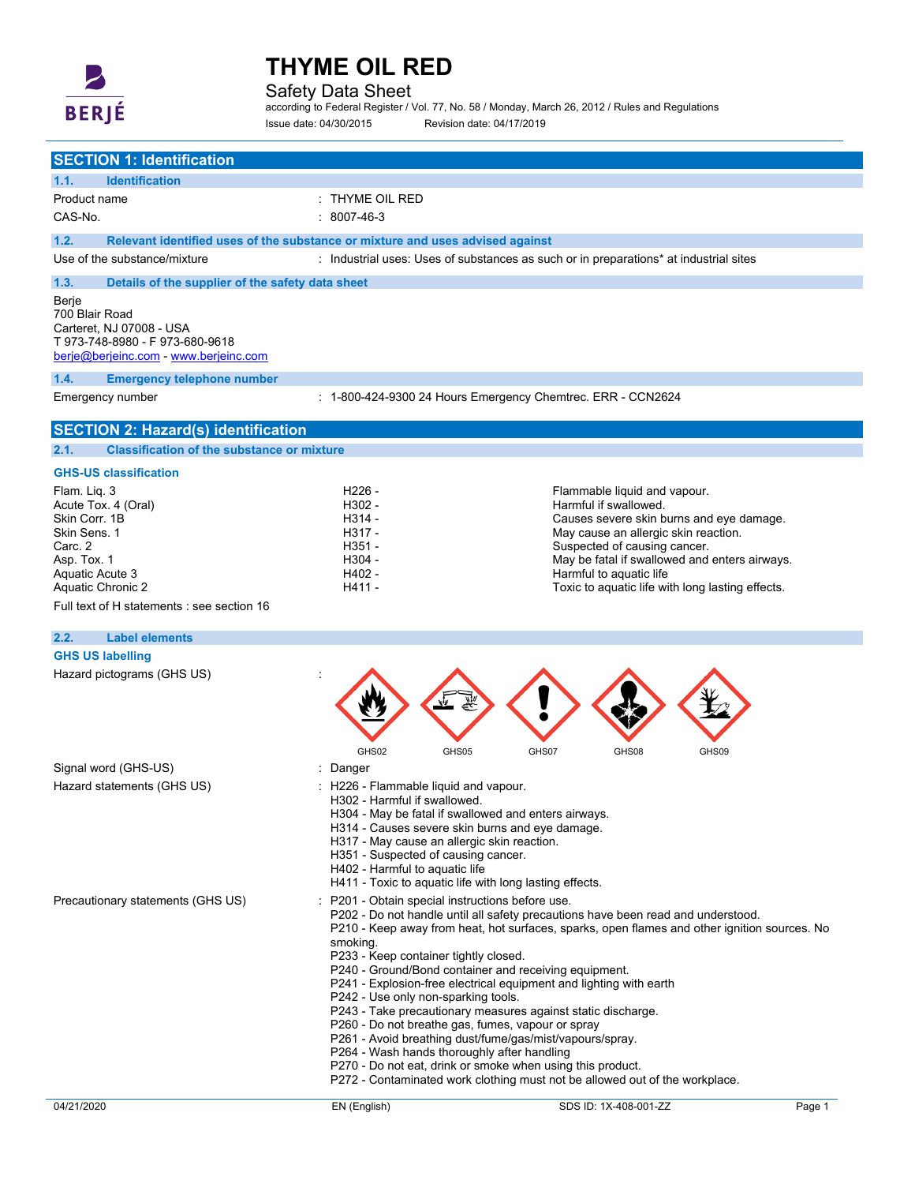# THYME OIL RED

Safety Data Sheet

according to Federal Register / Vol. 77, No. 58 / Monday, March 26, 2012 / Rules and Regulations

Issue date: 04/30/2015 Revision date: 04/17/2019

## SECTION 1: Identification

### 1.1. Identification

Product name : THYME OIL RED

CAS-No. : 8007-46-3

### 1.2. Relevant identified uses of the substance or mixture and uses advised against

Use of the substance/mixture : Industrial uses: Uses of substances as such or in preparations* at industrial sites

### 1.3. Details of the supplier of the safety data sheet

Berje
700 Blair Road
Carteret, NJ 07008 - USA
T 973-748-8980 - F 973-680-9618
berje@berjeinc.com - www.berjeinc.com

### 1.4. Emergency telephone number

Emergency number : 1-800-424-9300 24 Hours Emergency Chemtrec. ERR - CCN2624

## SECTION 2: Hazard(s) identification

### 2.1. Classification of the substance or mixture

**GHS-US classification**

| | | |
|---|---|---|
| Flam. Liq. 3 | H226 - | Flammable liquid and vapour. |
| Acute Tox. 4 (Oral) | H302 - | Harmful if swallowed. |
| Skin Corr. 1B | H314 - | Causes severe skin burns and eye damage. |
| Skin Sens. 1 | H317 - | May cause an allergic skin reaction. |
| Carc. 2 | H351 - | Suspected of causing cancer. |
| Asp. Tox. 1 | H304 - | May be fatal if swallowed and enters airways. |
| Aquatic Acute 3 | H402 - | Harmful to aquatic life |
| Aquatic Chronic 2 | H411 - | Toxic to aquatic life with long lasting effects. |

Full text of H statements : see section 16

### 2.2. Label elements

**GHS US labelling**

Hazard pictograms (GHS US) : GHS02 GHS05 GHS07 GHS08 GHS09

Signal word (GHS-US) : Danger

Hazard statements (GHS US) :
H226 - Flammable liquid and vapour.
H302 - Harmful if swallowed.
H304 - May be fatal if swallowed and enters airways.
H314 - Causes severe skin burns and eye damage.
H317 - May cause an allergic skin reaction.
H351 - Suspected of causing cancer.
H402 - Harmful to aquatic life
H411 - Toxic to aquatic life with long lasting effects.

Precautionary statements (GHS US) :
P201 - Obtain special instructions before use.
P202 - Do not handle until all safety precautions have been read and understood.
P210 - Keep away from heat, hot surfaces, sparks, open flames and other ignition sources. No smoking.
P233 - Keep container tightly closed.
P240 - Ground/Bond container and receiving equipment.
P241 - Explosion-free electrical equipment and lighting with earth
P242 - Use only non-sparking tools.
P243 - Take precautionary measures against static discharge.
P260 - Do not breathe gas, fumes, vapour or spray
P261 - Avoid breathing dust/fume/gas/mist/vapours/spray.
P264 - Wash hands thoroughly after handling
P270 - Do not eat, drink or smoke when using this product.
P272 - Contaminated work clothing must not be allowed out of the workplace.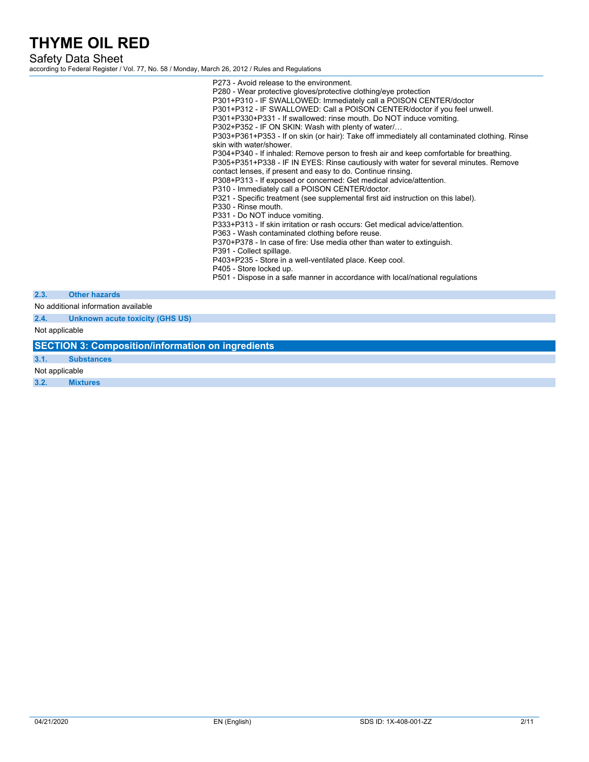P273 - Avoid release to the environment.
P280 - Wear protective gloves/protective clothing/eye protection
P301+P310 - IF SWALLOWED: Immediately call a POISON CENTER/doctor
P301+P312 - IF SWALLOWED: Call a POISON CENTER/doctor if you feel unwell.
P301+P330+P331 - If swallowed: rinse mouth. Do NOT induce vomiting.
P302+P352 - IF ON SKIN: Wash with plenty of water/…
P303+P361+P353 - If on skin (or hair): Take off immediately all contaminated clothing. Rinse skin with water/shower.
P304+P340 - If inhaled: Remove person to fresh air and keep comfortable for breathing.
P305+P351+P338 - IF IN EYES: Rinse cautiously with water for several minutes. Remove contact lenses, if present and easy to do. Continue rinsing.
P308+P313 - If exposed or concerned: Get medical advice/attention.
P310 - Immediately call a POISON CENTER/doctor.
P321 - Specific treatment (see supplemental first aid instruction on this label).
P330 - Rinse mouth.
P331 - Do NOT induce vomiting.
P333+P313 - If skin irritation or rash occurs: Get medical advice/attention.
P363 - Wash contaminated clothing before reuse.
P370+P378 - In case of fire: Use media other than water to extinguish.
P391 - Collect spillage.
P403+P235 - Store in a well-ventilated place. Keep cool.
P405 - Store locked up.
P501 - Dispose in a safe manner in accordance with local/national regulations

### 2.3. Other hazards

No additional information available

### 2.4. Unknown acute toxicity (GHS US)

Not applicable

## SECTION 3: Composition/information on ingredients

### 3.1. Substances

Not applicable

### 3.2. Mixtures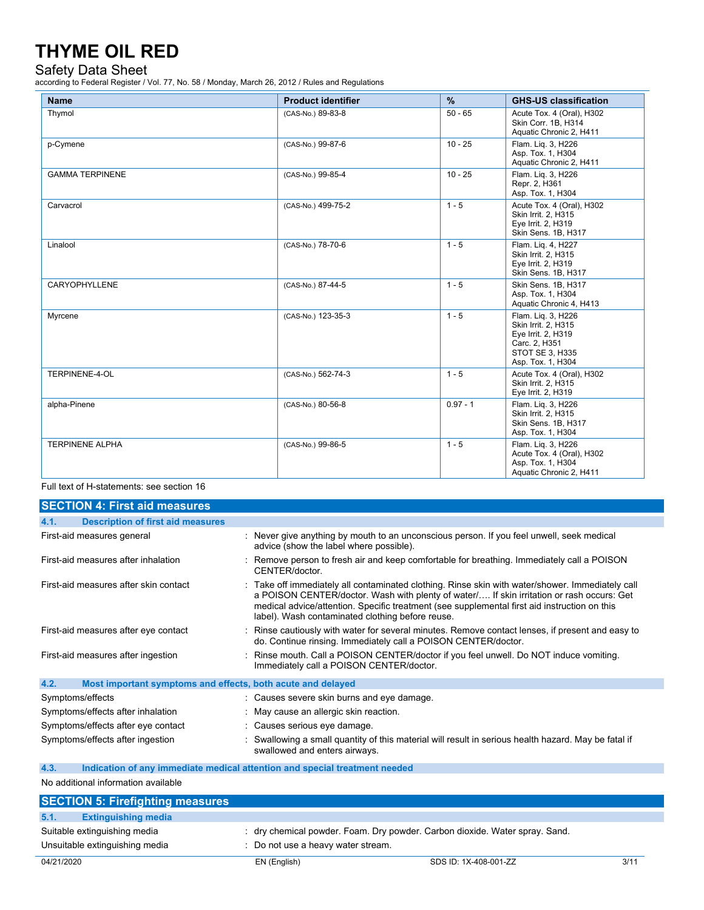| Name | Product identifier | % | GHS-US classification |
|---|---|---|---|
| Thymol | (CAS-No.) 89-83-8 | 50 - 65 | Acute Tox. 4 (Oral), H302<br>Skin Corr. 1B, H314<br>Aquatic Chronic 2, H411 |
| p-Cymene | (CAS-No.) 99-87-6 | 10 - 25 | Flam. Liq. 3, H226<br>Asp. Tox. 1, H304<br>Aquatic Chronic 2, H411 |
| GAMMA TERPINENE | (CAS-No.) 99-85-4 | 10 - 25 | Flam. Liq. 3, H226<br>Repr. 2, H361<br>Asp. Tox. 1, H304 |
| Carvacrol | (CAS-No.) 499-75-2 | 1 - 5 | Acute Tox. 4 (Oral), H302<br>Skin Irrit. 2, H315<br>Eye Irrit. 2, H319<br>Skin Sens. 1B, H317 |
| Linalool | (CAS-No.) 78-70-6 | 1 - 5 | Flam. Liq. 4, H227<br>Skin Irrit. 2, H315<br>Eye Irrit. 2, H319<br>Skin Sens. 1B, H317 |
| CARYOPHYLLENE | (CAS-No.) 87-44-5 | 1 - 5 | Skin Sens. 1B, H317<br>Asp. Tox. 1, H304<br>Aquatic Chronic 4, H413 |
| Myrcene | (CAS-No.) 123-35-3 | 1 - 5 | Flam. Liq. 3, H226<br>Skin Irrit. 2, H315<br>Eye Irrit. 2, H319<br>Carc. 2, H351<br>STOT SE 3, H335<br>Asp. Tox. 1, H304 |
| TERPINENE-4-OL | (CAS-No.) 562-74-3 | 1 - 5 | Acute Tox. 4 (Oral), H302<br>Skin Irrit. 2, H315<br>Eye Irrit. 2, H319 |
| alpha-Pinene | (CAS-No.) 80-56-8 | 0.97 - 1 | Flam. Liq. 3, H226<br>Skin Irrit. 2, H315<br>Skin Sens. 1B, H317<br>Asp. Tox. 1, H304 |
| TERPINENE ALPHA | (CAS-No.) 99-86-5 | 1 - 5 | Flam. Liq. 3, H226<br>Acute Tox. 4 (Oral), H302<br>Asp. Tox. 1, H304<br>Aquatic Chronic 2, H411 |

Full text of H-statements: see section 16

## SECTION 4: First aid measures

### 4.1. Description of first aid measures

First-aid measures general : Never give anything by mouth to an unconscious person. If you feel unwell, seek medical advice (show the label where possible).

First-aid measures after inhalation : Remove person to fresh air and keep comfortable for breathing. Immediately call a POISON CENTER/doctor.

First-aid measures after skin contact : Take off immediately all contaminated clothing. Rinse skin with water/shower. Immediately call a POISON CENTER/doctor. Wash with plenty of water/…. If skin irritation or rash occurs: Get medical advice/attention. Specific treatment (see supplemental first aid instruction on this label). Wash contaminated clothing before reuse.

First-aid measures after eye contact : Rinse cautiously with water for several minutes. Remove contact lenses, if present and easy to do. Continue rinsing. Immediately call a POISON CENTER/doctor.

First-aid measures after ingestion : Rinse mouth. Call a POISON CENTER/doctor if you feel unwell. Do NOT induce vomiting. Immediately call a POISON CENTER/doctor.

### 4.2. Most important symptoms and effects, both acute and delayed

Symptoms/effects : Causes severe skin burns and eye damage.

Symptoms/effects after inhalation : May cause an allergic skin reaction.

Symptoms/effects after eye contact : Causes serious eye damage.

Symptoms/effects after ingestion : Swallowing a small quantity of this material will result in serious health hazard. May be fatal if swallowed and enters airways.

### 4.3. Indication of any immediate medical attention and special treatment needed

No additional information available

## SECTION 5: Firefighting measures

### 5.1. Extinguishing media

Suitable extinguishing media : dry chemical powder. Foam. Dry powder. Carbon dioxide. Water spray. Sand.

Unsuitable extinguishing media : Do not use a heavy water stream.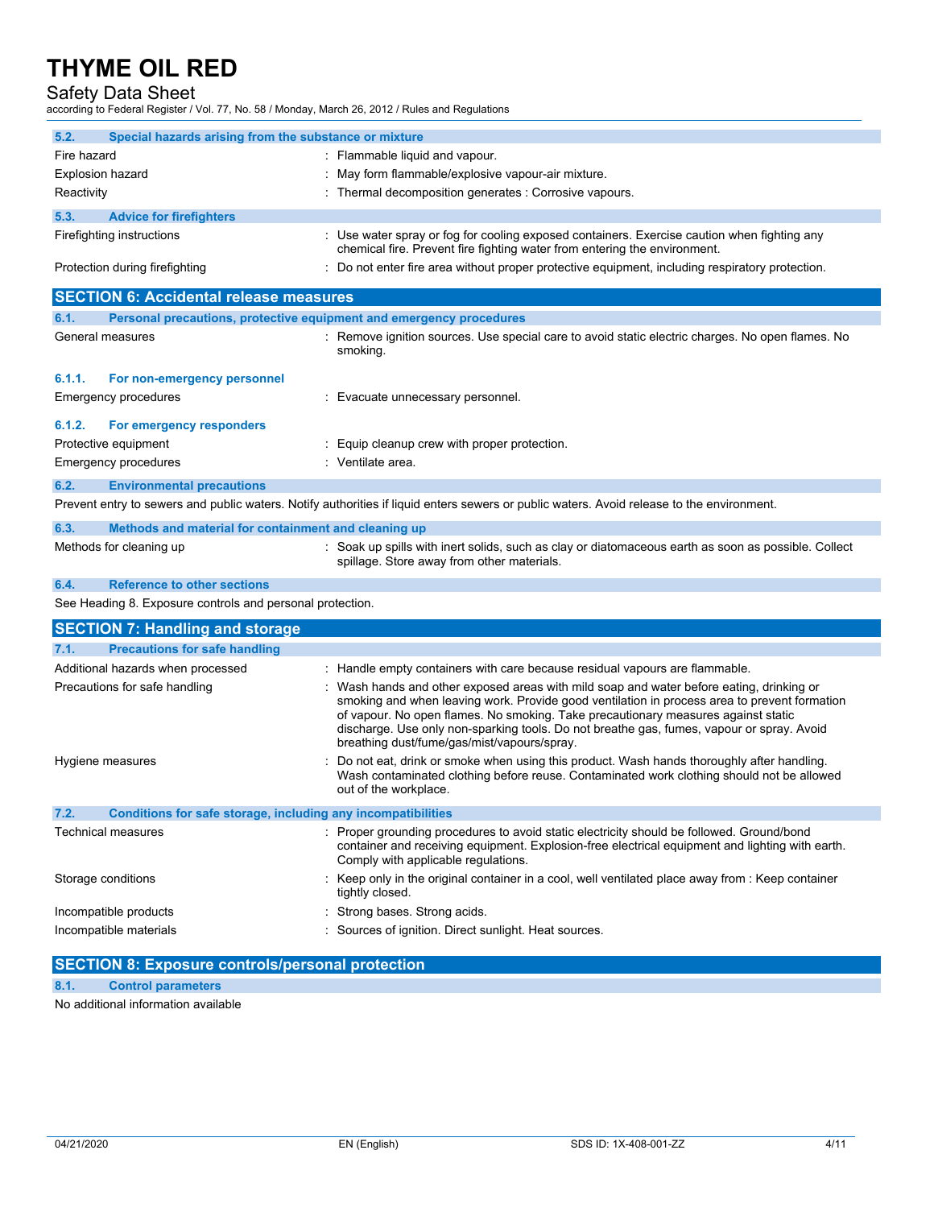### 5.2. Special hazards arising from the substance or mixture

| | |
|---|---|
| Fire hazard | : Flammable liquid and vapour. |
| Explosion hazard | : May form flammable/explosive vapour-air mixture. |
| Reactivity | : Thermal decomposition generates : Corrosive vapours. |

### 5.3. Advice for firefighters

| | |
|---|---|
| Firefighting instructions | : Use water spray or fog for cooling exposed containers. Exercise caution when fighting any chemical fire. Prevent fire fighting water from entering the environment. |
| Protection during firefighting | : Do not enter fire area without proper protective equipment, including respiratory protection. |

## SECTION 6: Accidental release measures

### 6.1. Personal precautions, protective equipment and emergency procedures

| | |
|---|---|
| General measures | : Remove ignition sources. Use special care to avoid static electric charges. No open flames. No smoking. |

#### 6.1.1. For non-emergency personnel

| | |
|---|---|
| Emergency procedures | : Evacuate unnecessary personnel. |

#### 6.1.2. For emergency responders

| | |
|---|---|
| Protective equipment | : Equip cleanup crew with proper protection. |
| Emergency procedures | : Ventilate area. |

### 6.2. Environmental precautions

Prevent entry to sewers and public waters. Notify authorities if liquid enters sewers or public waters. Avoid release to the environment.

### 6.3. Methods and material for containment and cleaning up

| | |
|---|---|
| Methods for cleaning up | : Soak up spills with inert solids, such as clay or diatomaceous earth as soon as possible. Collect spillage. Store away from other materials. |

### 6.4. Reference to other sections

See Heading 8. Exposure controls and personal protection.

## SECTION 7: Handling and storage

### 7.1. Precautions for safe handling

| | |
|---|---|
| Additional hazards when processed | : Handle empty containers with care because residual vapours are flammable. |
| Precautions for safe handling | : Wash hands and other exposed areas with mild soap and water before eating, drinking or smoking and when leaving work. Provide good ventilation in process area to prevent formation of vapour. No open flames. No smoking. Take precautionary measures against static discharge. Use only non-sparking tools. Do not breathe gas, fumes, vapour or spray. Avoid breathing dust/fume/gas/mist/vapours/spray. |
| Hygiene measures | : Do not eat, drink or smoke when using this product. Wash hands thoroughly after handling. Wash contaminated clothing before reuse. Contaminated work clothing should not be allowed out of the workplace. |

### 7.2. Conditions for safe storage, including any incompatibilities

| | |
|---|---|
| Technical measures | : Proper grounding procedures to avoid static electricity should be followed. Ground/bond container and receiving equipment. Explosion-free electrical equipment and lighting with earth. Comply with applicable regulations. |
| Storage conditions | : Keep only in the original container in a cool, well ventilated place away from : Keep container tightly closed. |
| Incompatible products | : Strong bases. Strong acids. |
| Incompatible materials | : Sources of ignition. Direct sunlight. Heat sources. |

## SECTION 8: Exposure controls/personal protection

### 8.1. Control parameters

No additional information available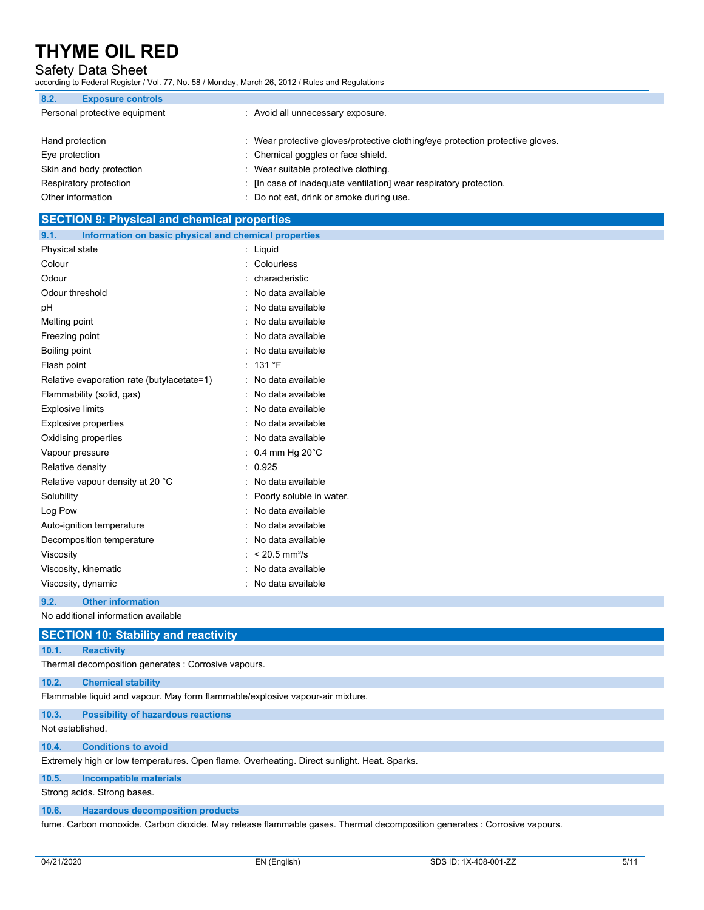### 8.2. Exposure controls

| | |
|---|---|
| Personal protective equipment | : Avoid all unnecessary exposure. |
| Hand protection | : Wear protective gloves/protective clothing/eye protection protective gloves. |
| Eye protection | : Chemical goggles or face shield. |
| Skin and body protection | : Wear suitable protective clothing. |
| Respiratory protection | : [In case of inadequate ventilation] wear respiratory protection. |
| Other information | : Do not eat, drink or smoke during use. |

## SECTION 9: Physical and chemical properties

### 9.1. Information on basic physical and chemical properties

| | |
|---|---|
| Physical state | : Liquid |
| Colour | : Colourless |
| Odour | : characteristic |
| Odour threshold | : No data available |
| pH | : No data available |
| Melting point | : No data available |
| Freezing point | : No data available |
| Boiling point | : No data available |
| Flash point | : 131 °F |
| Relative evaporation rate (butylacetate=1) | : No data available |
| Flammability (solid, gas) | : No data available |
| Explosive limits | : No data available |
| Explosive properties | : No data available |
| Oxidising properties | : No data available |
| Vapour pressure | : 0.4 mm Hg 20°C |
| Relative density | : 0.925 |
| Relative vapour density at 20 °C | : No data available |
| Solubility | : Poorly soluble in water. |
| Log Pow | : No data available |
| Auto-ignition temperature | : No data available |
| Decomposition temperature | : No data available |
| Viscosity | : < 20.5 $mm^2/s$ |
| Viscosity, kinematic | : No data available |
| Viscosity, dynamic | : No data available |

### 9.2. Other information

No additional information available

## SECTION 10: Stability and reactivity

### 10.1. Reactivity

Thermal decomposition generates : Corrosive vapours.

### 10.2. Chemical stability

Flammable liquid and vapour. May form flammable/explosive vapour-air mixture.

### 10.3. Possibility of hazardous reactions

Not established.

### 10.4. Conditions to avoid

Extremely high or low temperatures. Open flame. Overheating. Direct sunlight. Heat. Sparks.

### 10.5. Incompatible materials

Strong acids. Strong bases.

### 10.6. Hazardous decomposition products

fume. Carbon monoxide. Carbon dioxide. May release flammable gases. Thermal decomposition generates : Corrosive vapours.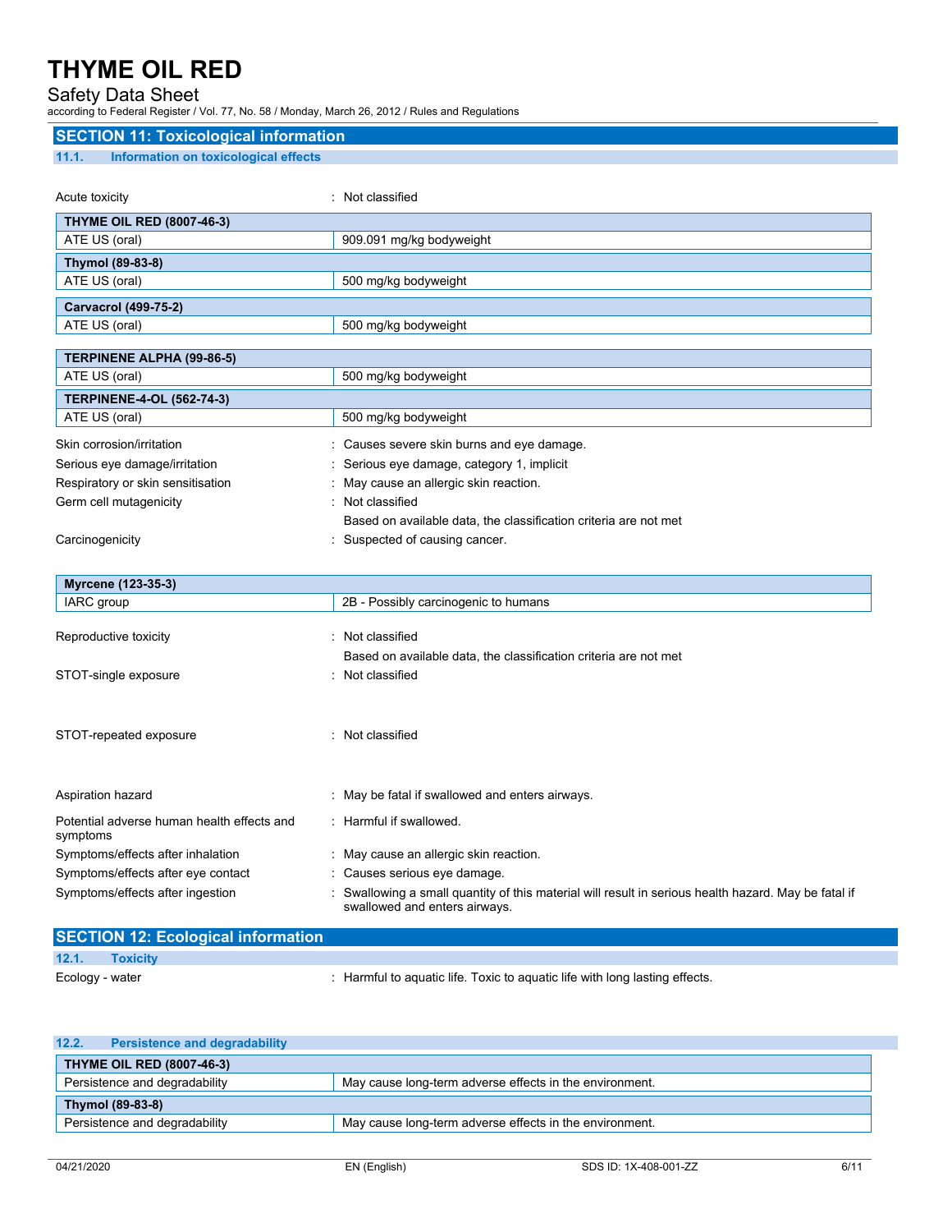## SECTION 11: Toxicological information

### 11.1. Information on toxicological effects

Acute toxicity : Not classified

| THYME OIL RED (8007-46-3) | |
|---|---|
| ATE US (oral) | 909.091 mg/kg bodyweight |
| **Thymol (89-83-8)** | |
| ATE US (oral) | 500 mg/kg bodyweight |
| **Carvacrol (499-75-2)** | |
| ATE US (oral) | 500 mg/kg bodyweight |

| TERPINENE ALPHA (99-86-5) | |
|---|---|
| ATE US (oral) | 500 mg/kg bodyweight |
| **TERPINENE-4-OL (562-74-3)** | |
| ATE US (oral) | 500 mg/kg bodyweight |

Skin corrosion/irritation : Causes severe skin burns and eye damage.

Serious eye damage/irritation : Serious eye damage, category 1, implicit

Respiratory or skin sensitisation : May cause an allergic skin reaction.

Germ cell mutagenicity : Not classified

Based on available data, the classification criteria are not met

Carcinogenicity : Suspected of causing cancer.

| Myrcene (123-35-3) | |
|---|---|
| IARC group | 2B - Possibly carcinogenic to humans |

Reproductive toxicity : Not classified

Based on available data, the classification criteria are not met

STOT-single exposure : Not classified

STOT-repeated exposure : Not classified

Aspiration hazard : May be fatal if swallowed and enters airways.

Potential adverse human health effects and symptoms : Harmful if swallowed.

Symptoms/effects after inhalation : May cause an allergic skin reaction.

Symptoms/effects after eye contact : Causes serious eye damage.

Symptoms/effects after ingestion : Swallowing a small quantity of this material will result in serious health hazard. May be fatal if swallowed and enters airways.

## SECTION 12: Ecological information

### 12.1. Toxicity

Ecology - water : Harmful to aquatic life. Toxic to aquatic life with long lasting effects.

### 12.2. Persistence and degradability

| THYME OIL RED (8007-46-3) | |
|---|---|
| Persistence and degradability | May cause long-term adverse effects in the environment. |
| **Thymol (89-83-8)** | |
| Persistence and degradability | May cause long-term adverse effects in the environment. |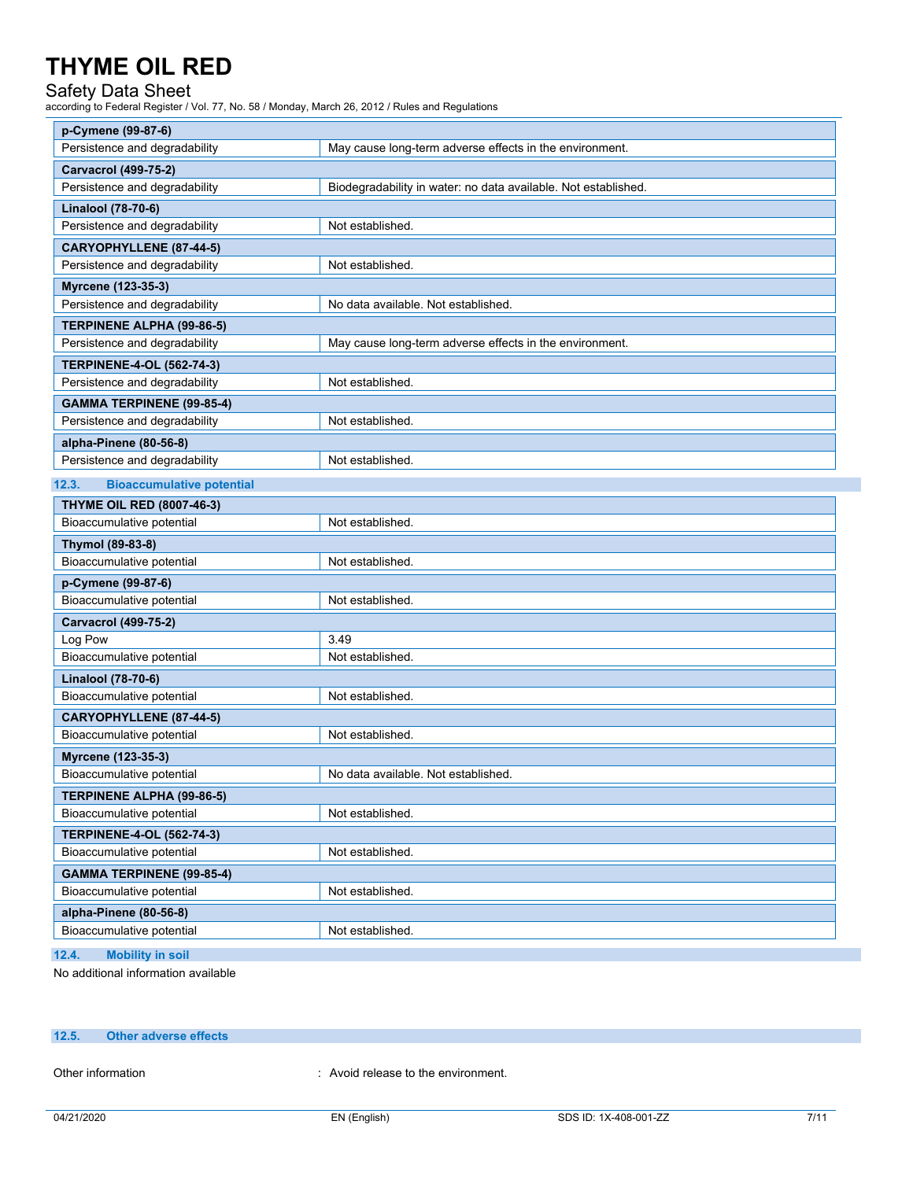| p-Cymene (99-87-6) | |
|---|---|
| Persistence and degradability | May cause long-term adverse effects in the environment. |
| **Carvacrol (499-75-2)** | |
| Persistence and degradability | Biodegradability in water: no data available. Not established. |
| **Linalool (78-70-6)** | |
| Persistence and degradability | Not established. |
| **CARYOPHYLLENE (87-44-5)** | |
| Persistence and degradability | Not established. |
| **Myrcene (123-35-3)** | |
| Persistence and degradability | No data available. Not established. |
| **TERPINENE ALPHA (99-86-5)** | |
| Persistence and degradability | May cause long-term adverse effects in the environment. |
| **TERPINENE-4-OL (562-74-3)** | |
| Persistence and degradability | Not established. |
| **GAMMA TERPINENE (99-85-4)** | |
| Persistence and degradability | Not established. |
| **alpha-Pinene (80-56-8)** | |
| Persistence and degradability | Not established. |

## 12.3. Bioaccumulative potential

| THYME OIL RED (8007-46-3) | |
|---|---|
| Bioaccumulative potential | Not established. |
| **Thymol (89-83-8)** | |
| Bioaccumulative potential | Not established. |
| **p-Cymene (99-87-6)** | |
| Bioaccumulative potential | Not established. |
| **Carvacrol (499-75-2)** | |
| Log Pow | 3.49 |
| Bioaccumulative potential | Not established. |
| **Linalool (78-70-6)** | |
| Bioaccumulative potential | Not established. |
| **CARYOPHYLLENE (87-44-5)** | |
| Bioaccumulative potential | Not established. |
| **Myrcene (123-35-3)** | |
| Bioaccumulative potential | No data available. Not established. |
| **TERPINENE ALPHA (99-86-5)** | |
| Bioaccumulative potential | Not established. |
| **TERPINENE-4-OL (562-74-3)** | |
| Bioaccumulative potential | Not established. |
| **GAMMA TERPINENE (99-85-4)** | |
| Bioaccumulative potential | Not established. |
| **alpha-Pinene (80-56-8)** | |
| Bioaccumulative potential | Not established. |

## 12.4. Mobility in soil

No additional information available

## 12.5. Other adverse effects

Other information : Avoid release to the environment.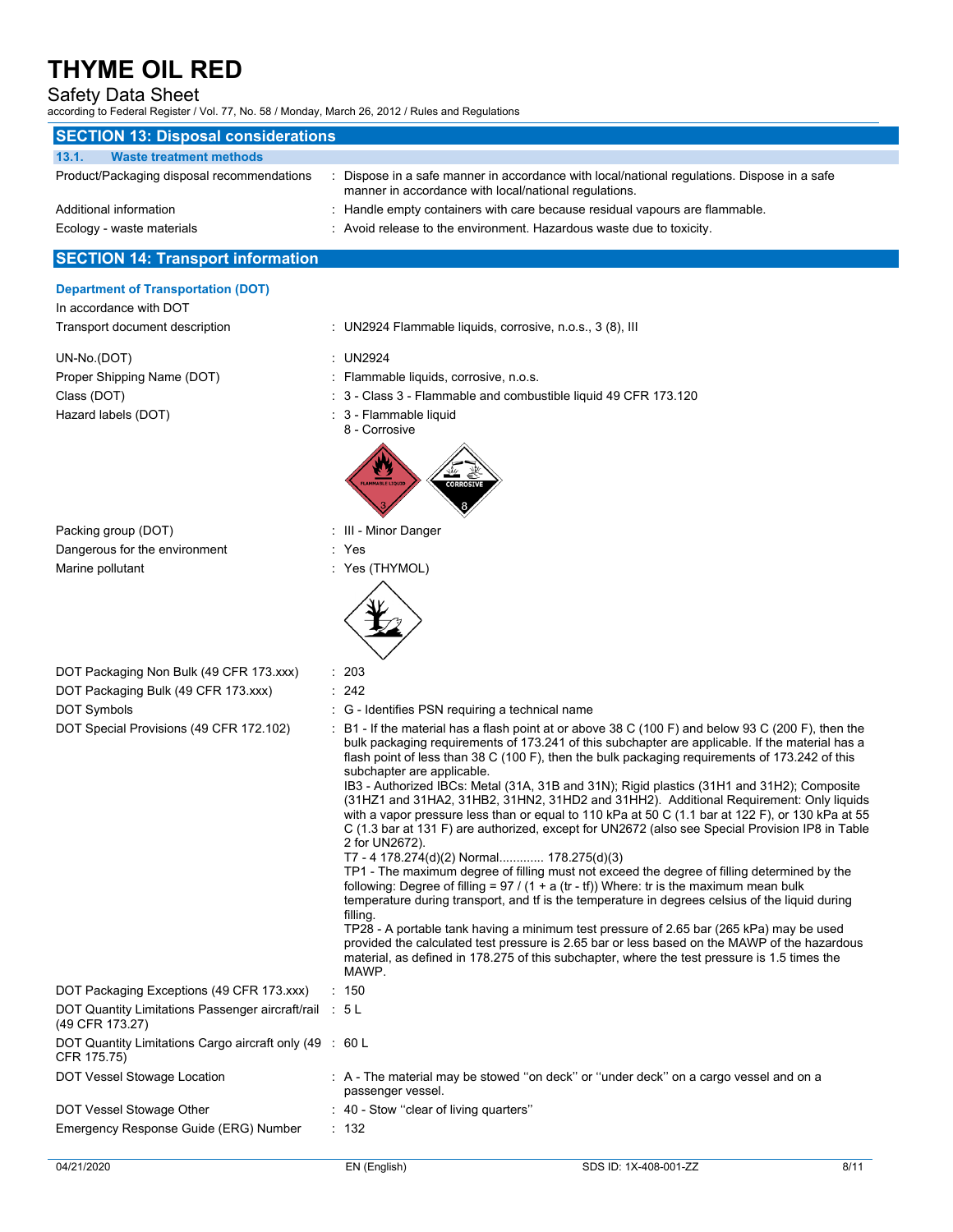# THYME OIL RED

Safety Data Sheet

according to Federal Register / Vol. 77, No. 58 / Monday, March 26, 2012 / Rules and Regulations

## SECTION 13: Disposal considerations

### 13.1. Waste treatment methods

| | |
|---|---|
| Product/Packaging disposal recommendations | : Dispose in a safe manner in accordance with local/national regulations. Dispose in a safe manner in accordance with local/national regulations. |
| Additional information | : Handle empty containers with care because residual vapours are flammable. |
| Ecology - waste materials | : Avoid release to the environment. Hazardous waste due to toxicity. |

## SECTION 14: Transport information

### Department of Transportation (DOT)

In accordance with DOT

| | |
|---|---|
| Transport document description | : UN2924 Flammable liquids, corrosive, n.o.s., 3 (8), III |
| UN-No.(DOT) | : UN2924 |
| Proper Shipping Name (DOT) | : Flammable liquids, corrosive, n.o.s. |
| Class (DOT) | : 3 - Class 3 - Flammable and combustible liquid 49 CFR 173.120 |
| Hazard labels (DOT) | : 3 - Flammable liquid<br>8 - Corrosive |
| Packing group (DOT) | : III - Minor Danger |
| Dangerous for the environment | : Yes |
| Marine pollutant | : Yes (THYMOL) |
| DOT Packaging Non Bulk (49 CFR 173.xxx) | : 203 |
| DOT Packaging Bulk (49 CFR 173.xxx) | : 242 |
| DOT Symbols | : G - Identifies PSN requiring a technical name |
| DOT Special Provisions (49 CFR 172.102) | : B1 - If the material has a flash point at or above 38 C (100 F) and below 93 C (200 F), then the bulk packaging requirements of 173.241 of this subchapter are applicable. If the material has a flash point of less than 38 C (100 F), then the bulk packaging requirements of 173.242 of this subchapter are applicable.<br>IB3 - Authorized IBCs: Metal (31A, 31B and 31N); Rigid plastics (31H1 and 31H2); Composite (31HZ1 and 31HA2, 31HB2, 31HN2, 31HD2 and 31HH2). Additional Requirement: Only liquids with a vapor pressure less than or equal to 110 kPa at 50 C (1.1 bar at 122 F), or 130 kPa at 55 C (1.3 bar at 131 F) are authorized, except for UN2672 (also see Special Provision IP8 in Table 2 for UN2672).<br>T7 - 4 178.274(d)(2) Normal............ 178.275(d)(3)<br>TP1 - The maximum degree of filling must not exceed the degree of filling determined by the following: Degree of filling = 97 / (1 + a (tr - tf)) Where: tr is the maximum mean bulk temperature during transport, and tf is the temperature in degrees celsius of the liquid during filling.<br>TP28 - A portable tank having a minimum test pressure of 2.65 bar (265 kPa) may be used provided the calculated test pressure is 2.65 bar or less based on the MAWP of the hazardous material, as defined in 178.275 of this subchapter, where the test pressure is 1.5 times the MAWP. |
| DOT Packaging Exceptions (49 CFR 173.xxx) | : 150 |
| DOT Quantity Limitations Passenger aircraft/rail (49 CFR 173.27) | : 5 L |
| DOT Quantity Limitations Cargo aircraft only (49 CFR 175.75) | : 60 L |
| DOT Vessel Stowage Location | : A - The material may be stowed ''on deck'' or ''under deck'' on a cargo vessel and on a passenger vessel. |
| DOT Vessel Stowage Other | : 40 - Stow ''clear of living quarters'' |
| Emergency Response Guide (ERG) Number | : 132 |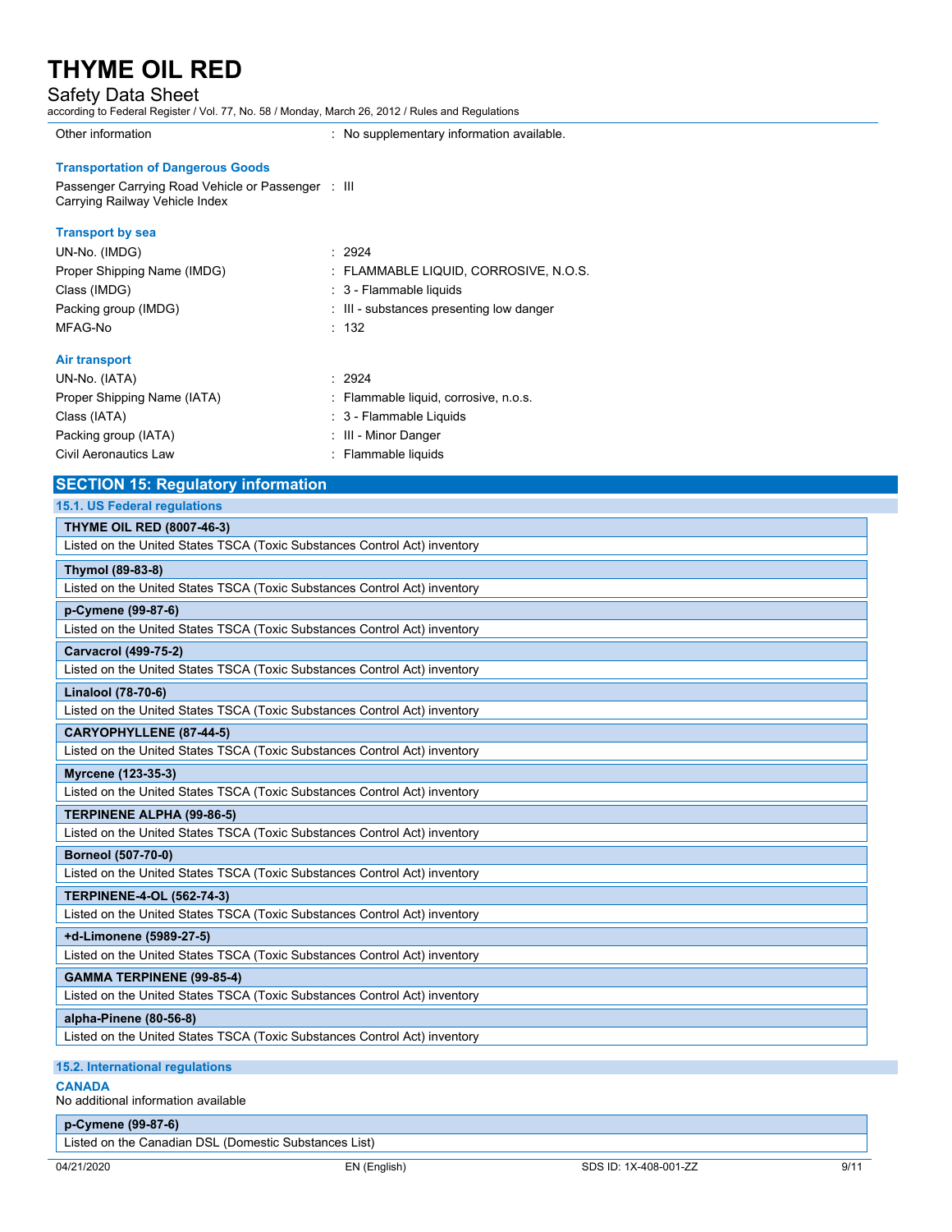Other information : No supplementary information available.

**Transportation of Dangerous Goods**

Passenger Carrying Road Vehicle or Passenger Carrying Railway Vehicle Index : III

**Transport by sea**

UN-No. (IMDG) : 2924

Proper Shipping Name (IMDG) : FLAMMABLE LIQUID, CORROSIVE, N.O.S.

Class (IMDG) : 3 - Flammable liquids

Packing group (IMDG) : III - substances presenting low danger

MFAG-No : 132

**Air transport**

UN-No. (IATA) : 2924

Proper Shipping Name (IATA) : Flammable liquid, corrosive, n.o.s.

Class (IATA) : 3 - Flammable Liquids

Packing group (IATA) : III - Minor Danger

Civil Aeronautics Law : Flammable liquids

## SECTION 15: Regulatory information

### 15.1. US Federal regulations

**THYME OIL RED (8007-46-3)**
Listed on the United States TSCA (Toxic Substances Control Act) inventory

**Thymol (89-83-8)**
Listed on the United States TSCA (Toxic Substances Control Act) inventory

**p-Cymene (99-87-6)**
Listed on the United States TSCA (Toxic Substances Control Act) inventory

**Carvacrol (499-75-2)**
Listed on the United States TSCA (Toxic Substances Control Act) inventory

**Linalool (78-70-6)**
Listed on the United States TSCA (Toxic Substances Control Act) inventory

**CARYOPHYLLENE (87-44-5)**
Listed on the United States TSCA (Toxic Substances Control Act) inventory

**Myrcene (123-35-3)**
Listed on the United States TSCA (Toxic Substances Control Act) inventory

**TERPINENE ALPHA (99-86-5)**
Listed on the United States TSCA (Toxic Substances Control Act) inventory

**Borneol (507-70-0)**
Listed on the United States TSCA (Toxic Substances Control Act) inventory

**TERPINENE-4-OL (562-74-3)**
Listed on the United States TSCA (Toxic Substances Control Act) inventory

**+d-Limonene (5989-27-5)**
Listed on the United States TSCA (Toxic Substances Control Act) inventory

**GAMMA TERPINENE (99-85-4)**
Listed on the United States TSCA (Toxic Substances Control Act) inventory

**alpha-Pinene (80-56-8)**
Listed on the United States TSCA (Toxic Substances Control Act) inventory

### 15.2. International regulations

**CANADA**

No additional information available

**p-Cymene (99-87-6)**
Listed on the Canadian DSL (Domestic Substances List)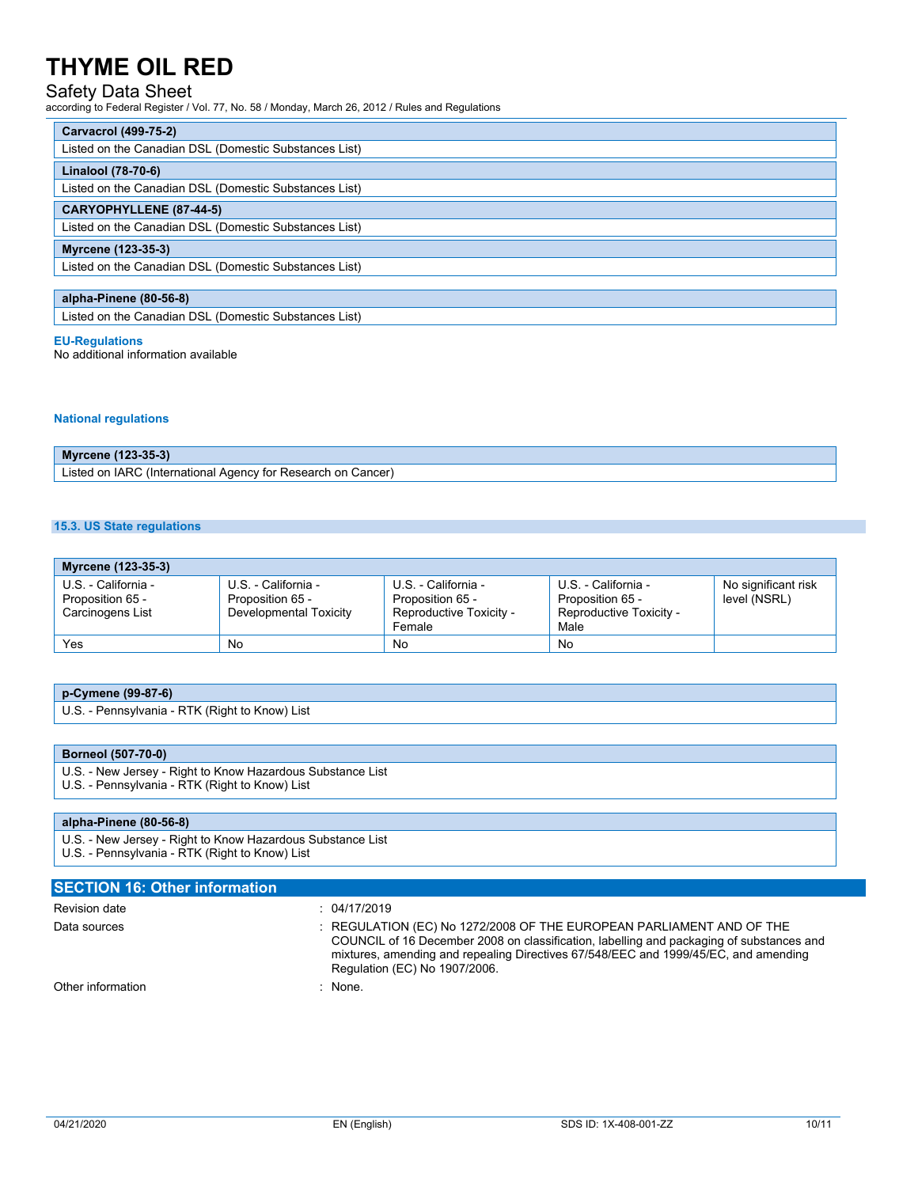| Carvacrol (499-75-2) |
|---|
| Listed on the Canadian DSL (Domestic Substances List) |

| Linalool (78-70-6) |
|---|
| Listed on the Canadian DSL (Domestic Substances List) |

| CARYOPHYLLENE (87-44-5) |
|---|
| Listed on the Canadian DSL (Domestic Substances List) |

| Myrcene (123-35-3) |
|---|
| Listed on the Canadian DSL (Domestic Substances List) |

| alpha-Pinene (80-56-8) |
|---|
| Listed on the Canadian DSL (Domestic Substances List) |

**EU-Regulations**

No additional information available

**National regulations**

| Myrcene (123-35-3) |
|---|
| Listed on IARC (International Agency for Research on Cancer) |

### 15.3. US State regulations

| Myrcene (123-35-3) | | | | |
|---|---|---|---|---|
| U.S. - California - Proposition 65 - Carcinogens List | U.S. - California - Proposition 65 - Developmental Toxicity | U.S. - California - Proposition 65 - Reproductive Toxicity - Female | U.S. - California - Proposition 65 - Reproductive Toxicity - Male | No significant risk level (NSRL) |
| Yes | No | No | No | |

| p-Cymene (99-87-6) |
|---|
| U.S. - Pennsylvania - RTK (Right to Know) List |

| Borneol (507-70-0) |
|---|
| U.S. - New Jersey - Right to Know Hazardous Substance List<br>U.S. - Pennsylvania - RTK (Right to Know) List |

| alpha-Pinene (80-56-8) |
|---|
| U.S. - New Jersey - Right to Know Hazardous Substance List<br>U.S. - Pennsylvania - RTK (Right to Know) List |

## SECTION 16: Other information

Revision date : 04/17/2019

Data sources : REGULATION (EC) No 1272/2008 OF THE EUROPEAN PARLIAMENT AND OF THE COUNCIL of 16 December 2008 on classification, labelling and packaging of substances and mixtures, amending and repealing Directives 67/548/EEC and 1999/45/EC, and amending Regulation (EC) No 1907/2006.

Other information : None.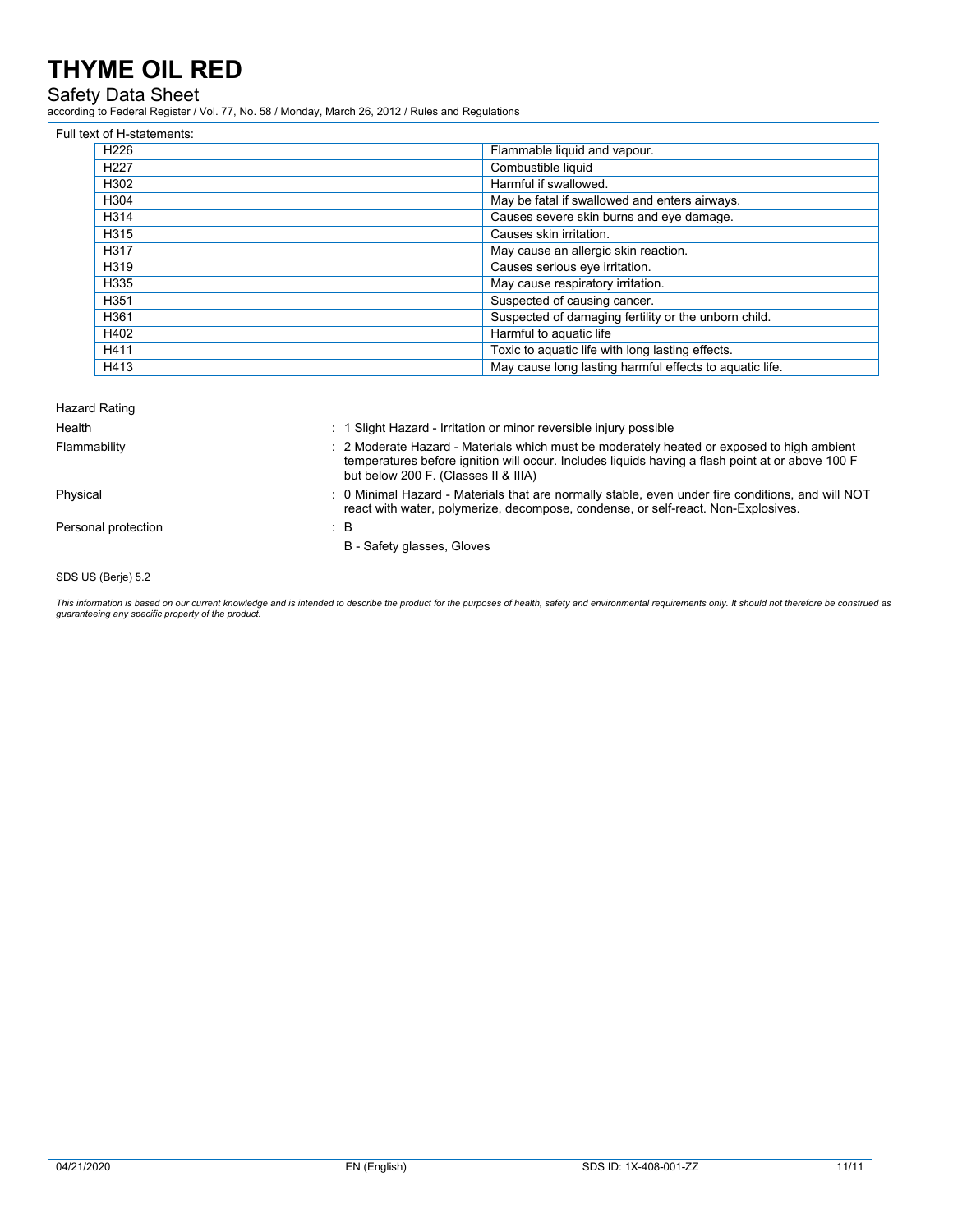Full text of H-statements:

| | |
|---|---|
| H226 | Flammable liquid and vapour. |
| H227 | Combustible liquid |
| H302 | Harmful if swallowed. |
| H304 | May be fatal if swallowed and enters airways. |
| H314 | Causes severe skin burns and eye damage. |
| H315 | Causes skin irritation. |
| H317 | May cause an allergic skin reaction. |
| H319 | Causes serious eye irritation. |
| H335 | May cause respiratory irritation. |
| H351 | Suspected of causing cancer. |
| H361 | Suspected of damaging fertility or the unborn child. |
| H402 | Harmful to aquatic life |
| H411 | Toxic to aquatic life with long lasting effects. |
| H413 | May cause long lasting harmful effects to aquatic life. |

Hazard Rating

Health : 1 Slight Hazard - Irritation or minor reversible injury possible

Flammability : 2 Moderate Hazard - Materials which must be moderately heated or exposed to high ambient temperatures before ignition will occur. Includes liquids having a flash point at or above 100 F but below 200 F. (Classes II & IIIA)

Physical : 0 Minimal Hazard - Materials that are normally stable, even under fire conditions, and will NOT react with water, polymerize, decompose, condense, or self-react. Non-Explosives.

Personal protection : B

B - Safety glasses, Gloves

SDS US (Berje) 5.2

*This information is based on our current knowledge and is intended to describe the product for the purposes of health, safety and environmental requirements only. It should not therefore be construed as guaranteeing any specific property of the product.*